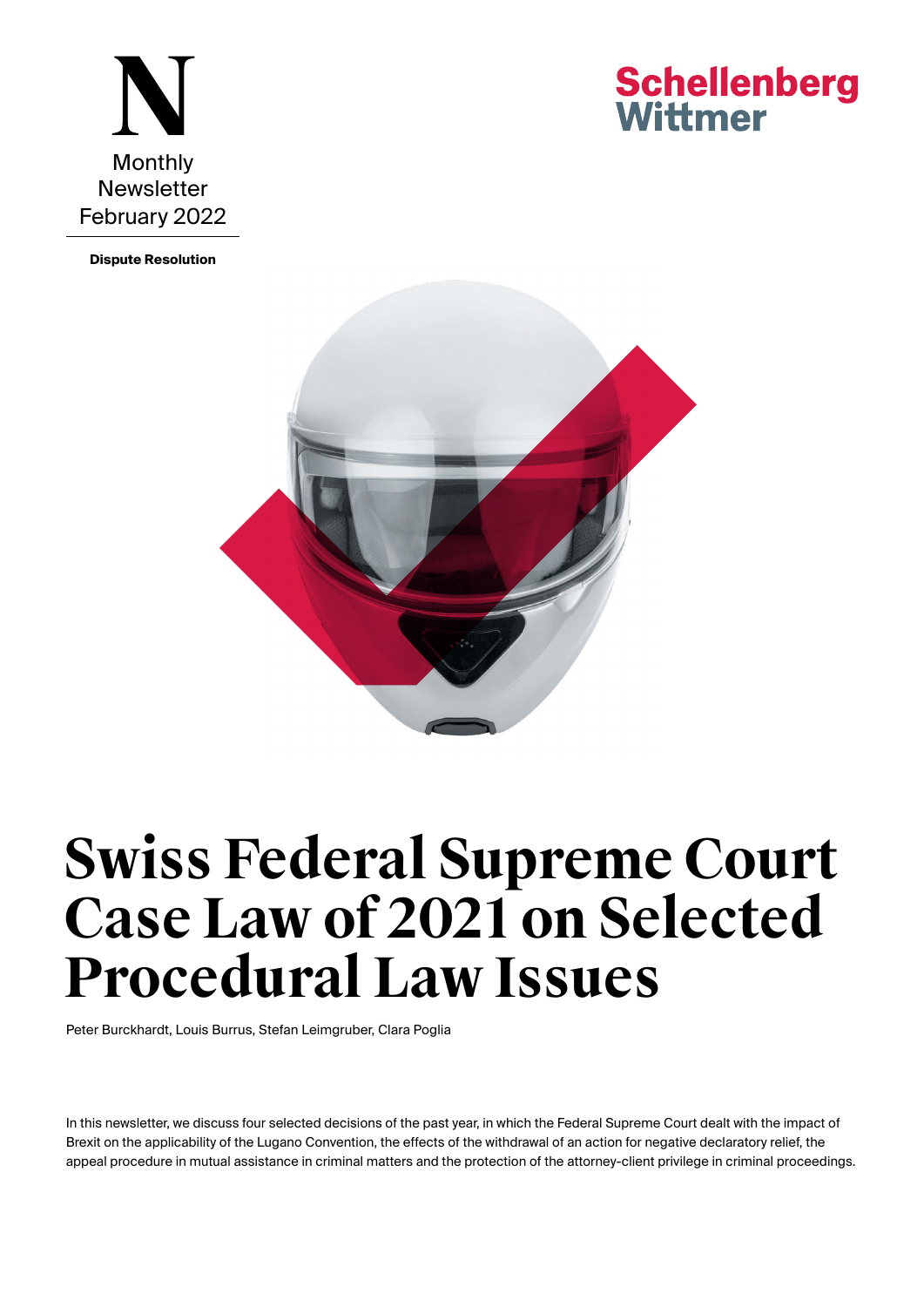N

Monthly Newsletter February 2022

Schellenberg Wittmer

**Dispute Resolution**

# Swiss Federal Supreme Court Case Law of 2021 on Selected Procedural Law Issues

Peter Burckhardt, Louis Burrus, Stefan Leimgruber, Clara Poglia

In this newsletter, we discuss four selected decisions of the past year, in which the Federal Supreme Court dealt with the impact of Brexit on the applicability of the Lugano Convention, the effects of the withdrawal of an action for negative declaratory relief, the appeal procedure in mutual assistance in criminal matters and the protection of the attorney-client privilege in criminal proceedings.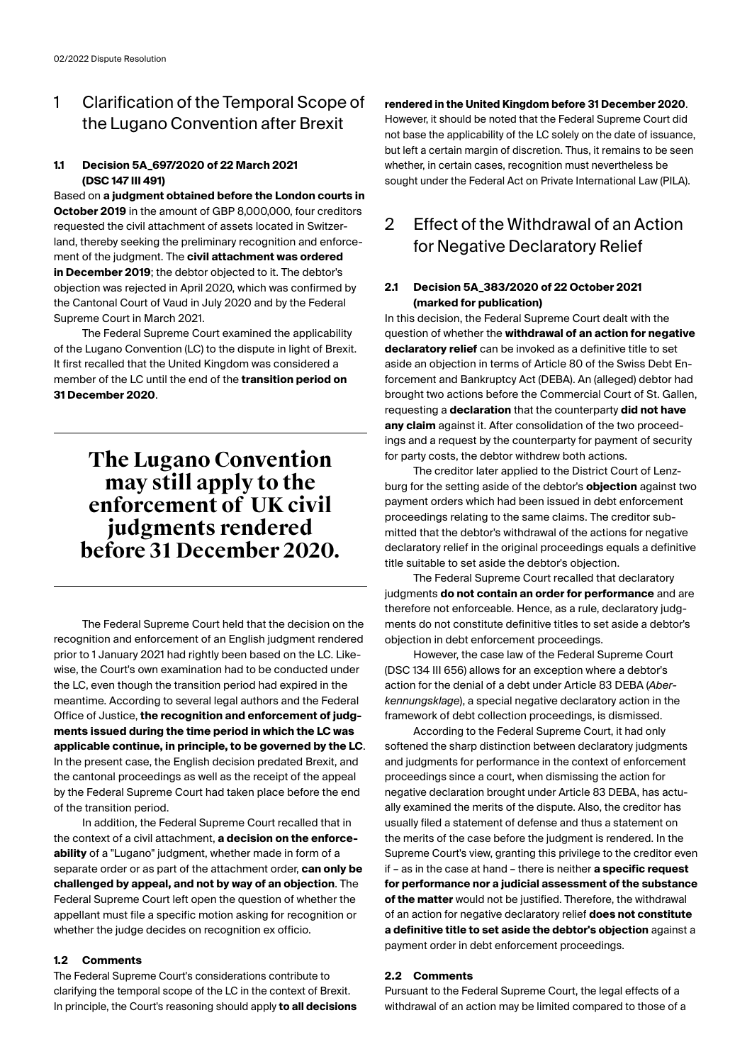## 1 Clarification of the Temporal Scope of the Lugano Convention after Brexit

### 1.1 Decision 5A_697/2020 of 22 March 2021 (DSC 147 III 491)

Based on **a judgment obtained before the London courts in October 2019** in the amount of GBP 8,000,000, four creditors requested the civil attachment of assets located in Switzerland, thereby seeking the preliminary recognition and enforcement of the judgment. The **civil attachment was ordered in December 2019**; the debtor objected to it. The debtor's objection was rejected in April 2020, which was confirmed by the Cantonal Court of Vaud in July 2020 and by the Federal Supreme Court in March 2021.

The Federal Supreme Court examined the applicability of the Lugano Convention (LC) to the dispute in light of Brexit. It first recalled that the United Kingdom was considered a member of the LC until the end of the **transition period on 31 December 2020**.

> **The Lugano Convention may still apply to the enforcement of UK civil judgments rendered before 31 December 2020.**

The Federal Supreme Court held that the decision on the recognition and enforcement of an English judgment rendered prior to 1 January 2021 had rightly been based on the LC. Likewise, the Court's own examination had to be conducted under the LC, even though the transition period had expired in the meantime. According to several legal authors and the Federal Office of Justice, **the recognition and enforcement of judgments issued during the time period in which the LC was applicable continue, in principle, to be governed by the LC**. In the present case, the English decision predated Brexit, and the cantonal proceedings as well as the receipt of the appeal by the Federal Supreme Court had taken place before the end of the transition period.

In addition, the Federal Supreme Court recalled that in the context of a civil attachment, **a decision on the enforceability** of a "Lugano" judgment, whether made in form of a separate order or as part of the attachment order, **can only be challenged by appeal, and not by way of an objection**. The Federal Supreme Court left open the question of whether the appellant must file a specific motion asking for recognition or whether the judge decides on recognition ex officio.

### 1.2 Comments

The Federal Supreme Court's considerations contribute to clarifying the temporal scope of the LC in the context of Brexit. In principle, the Court's reasoning should apply **to all decisions rendered in the United Kingdom before 31 December 2020**. However, it should be noted that the Federal Supreme Court did not base the applicability of the LC solely on the date of issuance, but left a certain margin of discretion. Thus, it remains to be seen whether, in certain cases, recognition must nevertheless be sought under the Federal Act on Private International Law (PILA).

## 2 Effect of the Withdrawal of an Action for Negative Declaratory Relief

### 2.1 Decision 5A_383/2020 of 22 October 2021 (marked for publication)

In this decision, the Federal Supreme Court dealt with the question of whether the **withdrawal of an action for negative declaratory relief** can be invoked as a definitive title to set aside an objection in terms of Article 80 of the Swiss Debt Enforcement and Bankruptcy Act (DEBA). An (alleged) debtor had brought two actions before the Commercial Court of St. Gallen, requesting a **declaration** that the counterparty **did not have any claim** against it. After consolidation of the two proceedings and a request by the counterparty for payment of security for party costs, the debtor withdrew both actions.

The creditor later applied to the District Court of Lenzburg for the setting aside of the debtor's **objection** against two payment orders which had been issued in debt enforcement proceedings relating to the same claims. The creditor submitted that the debtor's withdrawal of the actions for negative declaratory relief in the original proceedings equals a definitive title suitable to set aside the debtor's objection.

The Federal Supreme Court recalled that declaratory judgments **do not contain an order for performance** and are therefore not enforceable. Hence, as a rule, declaratory judgments do not constitute definitive titles to set aside a debtor's objection in debt enforcement proceedings.

However, the case law of the Federal Supreme Court (DSC 134 III 656) allows for an exception where a debtor's action for the denial of a debt under Article 83 DEBA (*Aberkennungsklage*), a special negative declaratory action in the framework of debt collection proceedings, is dismissed.

According to the Federal Supreme Court, it had only softened the sharp distinction between declaratory judgments and judgments for performance in the context of enforcement proceedings since a court, when dismissing the action for negative declaration brought under Article 83 DEBA, has actually examined the merits of the dispute. Also, the creditor has usually filed a statement of defense and thus a statement on the merits of the case before the judgment is rendered. In the Supreme Court's view, granting this privilege to the creditor even if – as in the case at hand – there is neither **a specific request for performance nor a judicial assessment of the substance of the matter** would not be justified. Therefore, the withdrawal of an action for negative declaratory relief **does not constitute a definitive title to set aside the debtor's objection** against a payment order in debt enforcement proceedings.

### 2.2 Comments

Pursuant to the Federal Supreme Court, the legal effects of a withdrawal of an action may be limited compared to those of a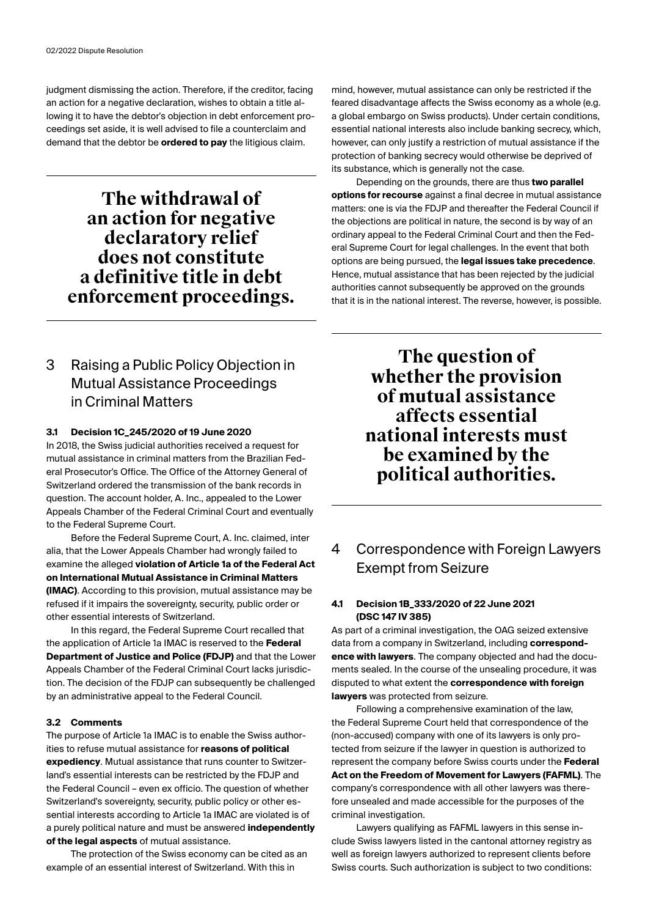judgment dismissing the action. Therefore, if the creditor, facing an action for a negative declaration, wishes to obtain a title allowing it to have the debtor's objection in debt enforcement proceedings set aside, it is well advised to file a counterclaim and demand that the debtor be **ordered to pay** the litigious claim.

> **The withdrawal of an action for negative declaratory relief does not constitute a definitive title in debt enforcement proceedings.**

## 3 Raising a Public Policy Objection in Mutual Assistance Proceedings in Criminal Matters

### 3.1 Decision 1C_245/2020 of 19 June 2020

In 2018, the Swiss judicial authorities received a request for mutual assistance in criminal matters from the Brazilian Federal Prosecutor's Office. The Office of the Attorney General of Switzerland ordered the transmission of the bank records in question. The account holder, A. Inc., appealed to the Lower Appeals Chamber of the Federal Criminal Court and eventually to the Federal Supreme Court.

Before the Federal Supreme Court, A. Inc. claimed, inter alia, that the Lower Appeals Chamber had wrongly failed to examine the alleged **violation of Article 1a of the Federal Act on International Mutual Assistance in Criminal Matters (IMAC)**. According to this provision, mutual assistance may be refused if it impairs the sovereignty, security, public order or other essential interests of Switzerland.

In this regard, the Federal Supreme Court recalled that the application of Article 1a IMAC is reserved to the **Federal Department of Justice and Police (FDJP)** and that the Lower Appeals Chamber of the Federal Criminal Court lacks jurisdiction. The decision of the FDJP can subsequently be challenged by an administrative appeal to the Federal Council.

### 3.2 Comments

The purpose of Article 1a IMAC is to enable the Swiss authorities to refuse mutual assistance for **reasons of political expediency**. Mutual assistance that runs counter to Switzerland's essential interests can be restricted by the FDJP and the Federal Council – even ex officio. The question of whether Switzerland's sovereignty, security, public policy or other essential interests according to Article 1a IMAC are violated is of a purely political nature and must be answered **independently of the legal aspects** of mutual assistance.

The protection of the Swiss economy can be cited as an example of an essential interest of Switzerland. With this in mind, however, mutual assistance can only be restricted if the feared disadvantage affects the Swiss economy as a whole (e.g. a global embargo on Swiss products). Under certain conditions, essential national interests also include banking secrecy, which, however, can only justify a restriction of mutual assistance if the protection of banking secrecy would otherwise be deprived of its substance, which is generally not the case.

Depending on the grounds, there are thus **two parallel options for recourse** against a final decree in mutual assistance matters: one is via the FDJP and thereafter the Federal Council if the objections are political in nature, the second is by way of an ordinary appeal to the Federal Criminal Court and then the Federal Supreme Court for legal challenges. In the event that both options are being pursued, the **legal issues take precedence**. Hence, mutual assistance that has been rejected by the judicial authorities cannot subsequently be approved on the grounds that it is in the national interest. The reverse, however, is possible.

> **The question of whether the provision of mutual assistance affects essential national interests must be examined by the political authorities.**

## 4 Correspondence with Foreign Lawyers Exempt from Seizure

### 4.1 Decision 1B_333/2020 of 22 June 2021 (DSC 147 IV 385)

As part of a criminal investigation, the OAG seized extensive data from a company in Switzerland, including **correspondence with lawyers**. The company objected and had the documents sealed. In the course of the unsealing procedure, it was disputed to what extent the **correspondence with foreign lawyers** was protected from seizure.

Following a comprehensive examination of the law, the Federal Supreme Court held that correspondence of the (non-accused) company with one of its lawyers is only protected from seizure if the lawyer in question is authorized to represent the company before Swiss courts under the **Federal Act on the Freedom of Movement for Lawyers (FAFML)**. The company's correspondence with all other lawyers was therefore unsealed and made accessible for the purposes of the criminal investigation.

Lawyers qualifying as FAFML lawyers in this sense include Swiss lawyers listed in the cantonal attorney registry as well as foreign lawyers authorized to represent clients before Swiss courts. Such authorization is subject to two conditions: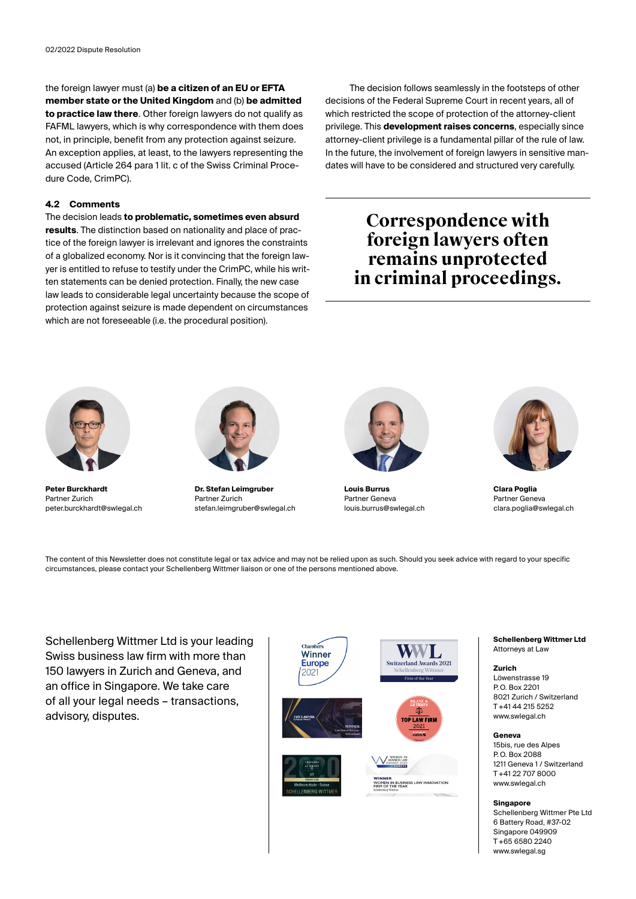the foreign lawyer must (a) **be a citizen of an EU or EFTA member state or the United Kingdom** and (b) **be admitted to practice law there**. Other foreign lawyers do not qualify as FAFML lawyers, which is why correspondence with them does not, in principle, benefit from any protection against seizure. An exception applies, at least, to the lawyers representing the accused (Article 264 para 1 lit. c of the Swiss Criminal Procedure Code, CrimPC).

### 4.2 Comments

The decision leads **to problematic, sometimes even absurd results**. The distinction based on nationality and place of practice of the foreign lawyer is irrelevant and ignores the constraints of a globalized economy. Nor is it convincing that the foreign lawyer is entitled to refuse to testify under the CrimPC, while his written statements can be denied protection. Finally, the new case law leads to considerable legal uncertainty because the scope of protection against seizure is made dependent on circumstances which are not foreseeable (i.e. the procedural position).

The decision follows seamlessly in the footsteps of other decisions of the Federal Supreme Court in recent years, all of which restricted the scope of protection of the attorney-client privilege. This **development raises concerns**, especially since attorney-client privilege is a fundamental pillar of the rule of law. In the future, the involvement of foreign lawyers in sensitive mandates will have to be considered and structured very carefully.

> **Correspondence with foreign lawyers often remains unprotected in criminal proceedings.**

**Peter Burckhardt**
Partner Zurich
peter.burckhardt@swlegal.ch

**Dr. Stefan Leimgruber**
Partner Zurich
stefan.leimgruber@swlegal.ch

**Louis Burrus**
Partner Geneva
louis.burrus@swlegal.ch

**Clara Poglia**
Partner Geneva
clara.poglia@swlegal.ch

The content of this Newsletter does not constitute legal or tax advice and may not be relied upon as such. Should you seek advice with regard to your specific circumstances, please contact your Schellenberg Wittmer liaison or one of the persons mentioned above.

Schellenberg Wittmer Ltd is your leading Swiss business law firm with more than 150 lawyers in Zurich and Geneva, and an office in Singapore. We take care of all your legal needs – transactions, advisory, disputes.

Chambers Winner Europe 2021

WWL Switzerland Awards 2021 Schellenberg Wittmer Firm of the Year

The Lawyer European Awards – Winner Law firm of the year: Switzerland

Bilanz & Le Temps – Top Law Firm 2021

Trophées du Droit 2020 – Meilleure étude - Suisse – Schellenberg Wittmer

Women in Business Law Awards 2020 Europe – Winner Women in Business Law Innovation Firm of the Year

**Schellenberg Wittmer Ltd**
Attorneys at Law

**Zurich**
Löwenstrasse 19
P. O. Box 2201
8021 Zurich / Switzerland
T +41 44 215 5252
www.swlegal.ch

**Geneva**
15bis, rue des Alpes
P. O. Box 2088
1211 Geneva 1 / Switzerland
T +41 22 707 8000
www.swlegal.ch

**Singapore**
Schellenberg Wittmer Pte Ltd
6 Battery Road, #37-02
Singapore 049909
T +65 6580 2240
www.swlegal.sg